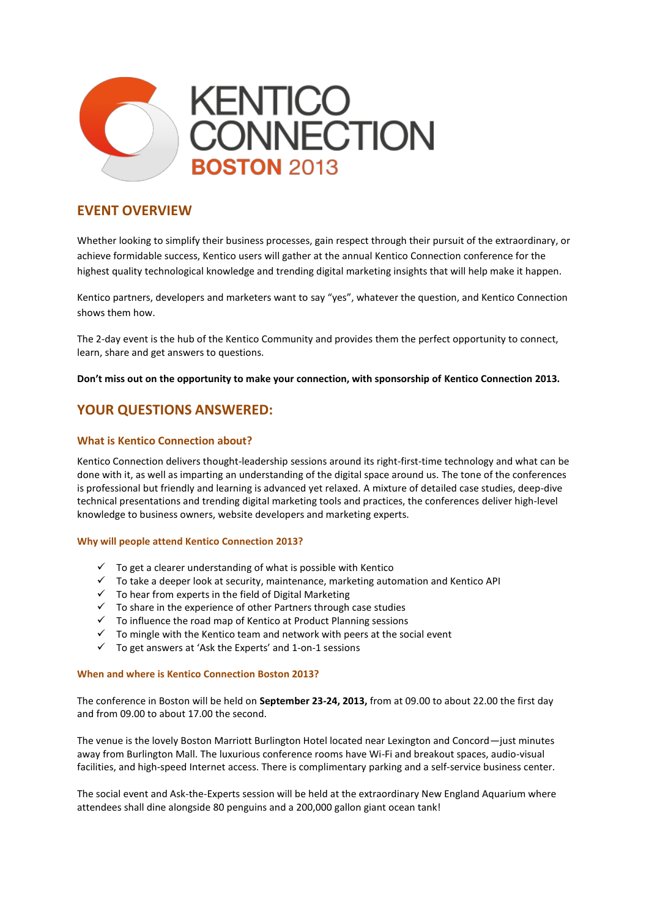KENTICO CONNECTION BOSTON 2013

## EVENT OVERVIEW

Whether looking to simplify their business processes, gain respect through their pursuit of the extraordinary, or achieve formidable success, Kentico users will gather at the annual Kentico Connection conference for the highest quality technological knowledge and trending digital marketing insights that will help make it happen.

Kentico partners, developers and marketers want to say "yes", whatever the question, and Kentico Connection shows them how.

The 2-day event is the hub of the Kentico Community and provides them the perfect opportunity to connect, learn, share and get answers to questions.

**Don't miss out on the opportunity to make your connection, with sponsorship of Kentico Connection 2013.**

## YOUR QUESTIONS ANSWERED:

### What is Kentico Connection about?

Kentico Connection delivers thought-leadership sessions around its right-first-time technology and what can be done with it, as well as imparting an understanding of the digital space around us. The tone of the conferences is professional but friendly and learning is advanced yet relaxed. A mixture of detailed case studies, deep-dive technical presentations and trending digital marketing tools and practices, the conferences deliver high-level knowledge to business owners, website developers and marketing experts.

#### Why will people attend Kentico Connection 2013?

- ✓ To get a clearer understanding of what is possible with Kentico
- ✓ To take a deeper look at security, maintenance, marketing automation and Kentico API
- ✓ To hear from experts in the field of Digital Marketing
- ✓ To share in the experience of other Partners through case studies
- ✓ To influence the road map of Kentico at Product Planning sessions
- ✓ To mingle with the Kentico team and network with peers at the social event
- ✓ To get answers at 'Ask the Experts' and 1-on-1 sessions

#### When and where is Kentico Connection Boston 2013?

The conference in Boston will be held on **September 23-24, 2013,** from at 09.00 to about 22.00 the first day and from 09.00 to about 17.00 the second.

The venue is the lovely Boston Marriott Burlington Hotel located near Lexington and Concord—just minutes away from Burlington Mall. The luxurious conference rooms have Wi-Fi and breakout spaces, audio-visual facilities, and high-speed Internet access. There is complimentary parking and a self-service business center.

The social event and Ask-the-Experts session will be held at the extraordinary New England Aquarium where attendees shall dine alongside 80 penguins and a 200,000 gallon giant ocean tank!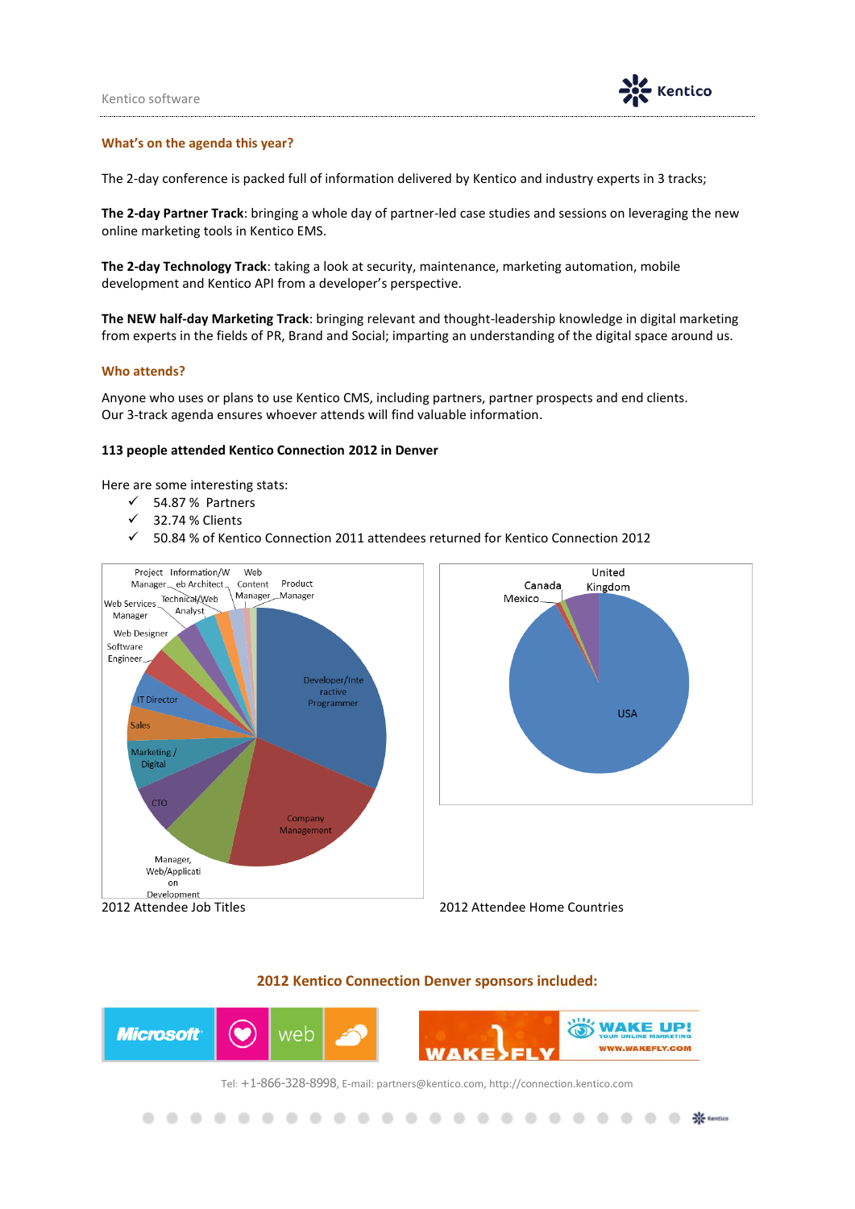## What's on the agenda this year?

The 2-day conference is packed full of information delivered by Kentico and industry experts in 3 tracks;

**The 2-day Partner Track**: bringing a whole day of partner-led case studies and sessions on leveraging the new online marketing tools in Kentico EMS.

**The 2-day Technology Track**: taking a look at security, maintenance, marketing automation, mobile development and Kentico API from a developer's perspective.

**The NEW half-day Marketing Track**: bringing relevant and thought-leadership knowledge in digital marketing from experts in the fields of PR, Brand and Social; imparting an understanding of the digital space around us.

## Who attends?

Anyone who uses or plans to use Kentico CMS, including partners, partner prospects and end clients.
Our 3-track agenda ensures whoever attends will find valuable information.

**113 people attended Kentico Connection 2012 in Denver**

Here are some interesting stats:

- ✓ 54.87 % Partners
- ✓ 32.74 % Clients
- ✓ 50.84 % of Kentico Connection 2011 attendees returned for Kentico Connection 2012

2012 Attendee Job Titles

2012 Attendee Home Countries

## 2012 Kentico Connection Denver sponsors included:

Tel: +1-866-328-8998, E-mail: partners@kentico.com, http://connection.kentico.com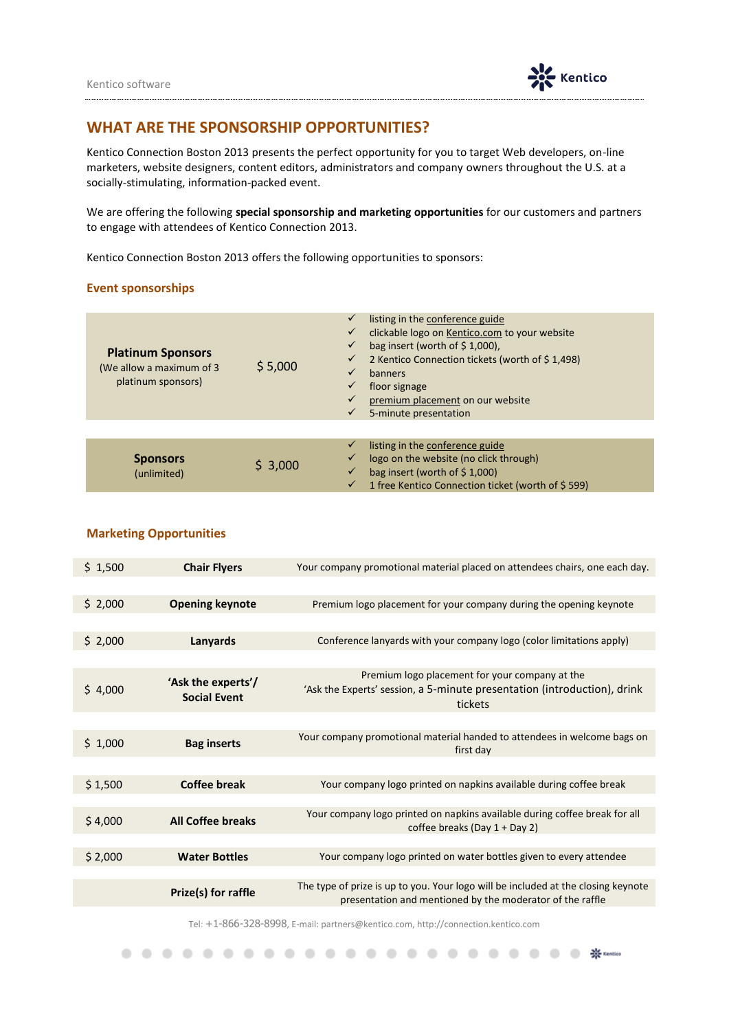## WHAT ARE THE SPONSORSHIP OPPORTUNITIES?

Kentico Connection Boston 2013 presents the perfect opportunity for you to target Web developers, on-line marketers, website designers, content editors, administrators and company owners throughout the U.S. at a socially-stimulating, information-packed event.

We are offering the following **special sponsorship and marketing opportunities** for our customers and partners to engage with attendees of Kentico Connection 2013.

Kentico Connection Boston 2013 offers the following opportunities to sponsors:

### Event sponsorships

| Sponsorship | Price | Benefits |
|---|---|---|
| **Platinum Sponsors** (We allow a maximum of 3 platinum sponsors) | $ 5,000 | ✓ listing in the conference guide<br>✓ clickable logo on Kentico.com to your website<br>✓ bag insert (worth of $ 1,000),<br>✓ 2 Kentico Connection tickets (worth of $ 1,498)<br>✓ banners<br>✓ floor signage<br>✓ premium placement on our website<br>✓ 5-minute presentation |
| **Sponsors** (unlimited) | $ 3,000 | ✓ listing in the conference guide<br>✓ logo on the website (no click through)<br>✓ bag insert (worth of $ 1,000)<br>✓ 1 free Kentico Connection ticket (worth of $ 599) |

### Marketing Opportunities

| Price | Opportunity | Description |
|---|---|---|
| $ 1,500 | **Chair Flyers** | Your company promotional material placed on attendees chairs, one each day. |
| $ 2,000 | **Opening keynote** | Premium logo placement for your company during the opening keynote |
| $ 2,000 | **Lanyards** | Conference lanyards with your company logo (color limitations apply) |
| $ 4,000 | **'Ask the experts'/ Social Event** | Premium logo placement for your company at the 'Ask the Experts' session, a 5-minute presentation (introduction), drink tickets |
| $ 1,000 | **Bag inserts** | Your company promotional material handed to attendees in welcome bags on first day |
| $ 1,500 | **Coffee break** | Your company logo printed on napkins available during coffee break |
| $ 4,000 | **All Coffee breaks** | Your company logo printed on napkins available during coffee break for all coffee breaks (Day 1 + Day 2) |
| $ 2,000 | **Water Bottles** | Your company logo printed on water bottles given to every attendee |
| | **Prize(s) for raffle** | The type of prize is up to you. Your logo will be included at the closing keynote presentation and mentioned by the moderator of the raffle |

Tel: +1-866-328-8998, E-mail: partners@kentico.com, http://connection.kentico.com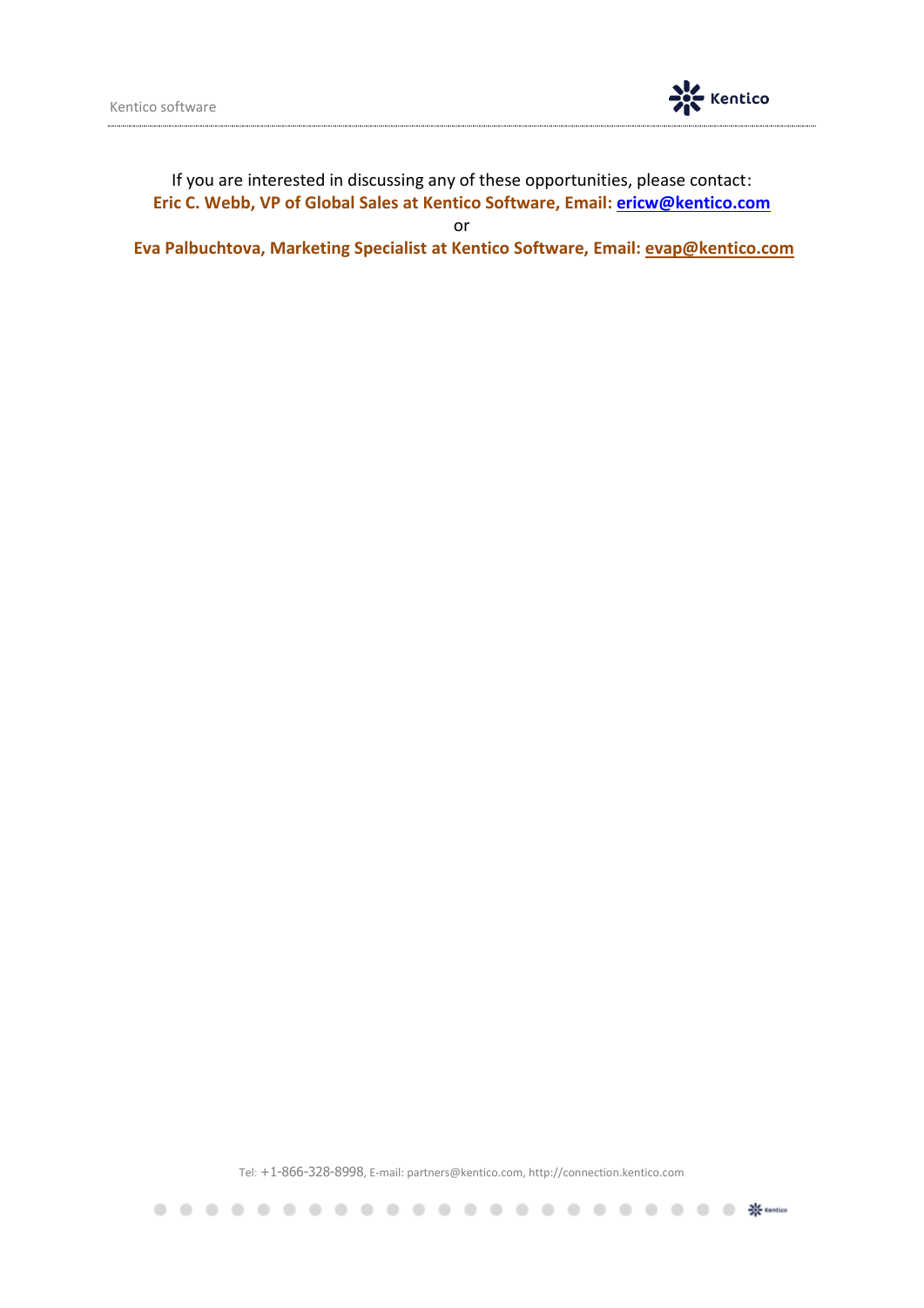If you are interested in discussing any of these opportunities, please contact:

**Eric C. Webb, VP of Global Sales at Kentico Software, Email: ericw@kentico.com**

or

**Eva Palbuchtova, Marketing Specialist at Kentico Software, Email: evap@kentico.com**

Tel: +1-866-328-8998, E-mail: partners@kentico.com, http://connection.kentico.com